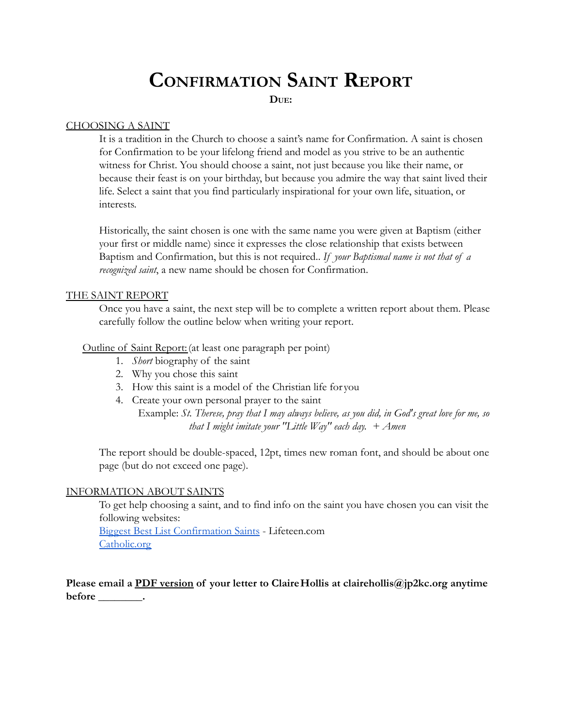# Confirmation Saint Report

**Due:**

## CHOOSING A SAINT

It is a tradition in the Church to choose a saint's name for Confirmation. A saint is chosen for Confirmation to be your lifelong friend and model as you strive to be an authentic witness for Christ. You should choose a saint, not just because you like their name, or because their feast is on your birthday, but because you admire the way that saint lived their life. Select a saint that you find particularly inspirational for your own life, situation, or interests.

Historically, the saint chosen is one with the same name you were given at Baptism (either your first or middle name) since it expresses the close relationship that exists between Baptism and Confirmation, but this is not required.. *If your Baptismal name is not that of a recognized saint*, a new name should be chosen for Confirmation.

## THE SAINT REPORT

Once you have a saint, the next step will be to complete a written report about them. Please carefully follow the outline below when writing your report.

Outline of Saint Report: (at least one paragraph per point)

1. *Short* biography of the saint
2. Why you chose this saint
3. How this saint is a model of the Christian life for you
4. Create your own personal prayer to the saint

   Example: *St. Therese, pray that I may always believe, as you did, in God's great love for me, so that I might imitate your "Little Way" each day. + Amen*

The report should be double-spaced, 12pt, times new roman font, and should be about one page (but do not exceed one page).

## INFORMATION ABOUT SAINTS

To get help choosing a saint, and to find info on the saint you have chosen you can visit the following websites:

Biggest Best List Confirmation Saints - Lifeteen.com

Catholic.org

**Please email a PDF version of your letter to Claire Hollis at clairehollis@jp2kc.org anytime before ________.**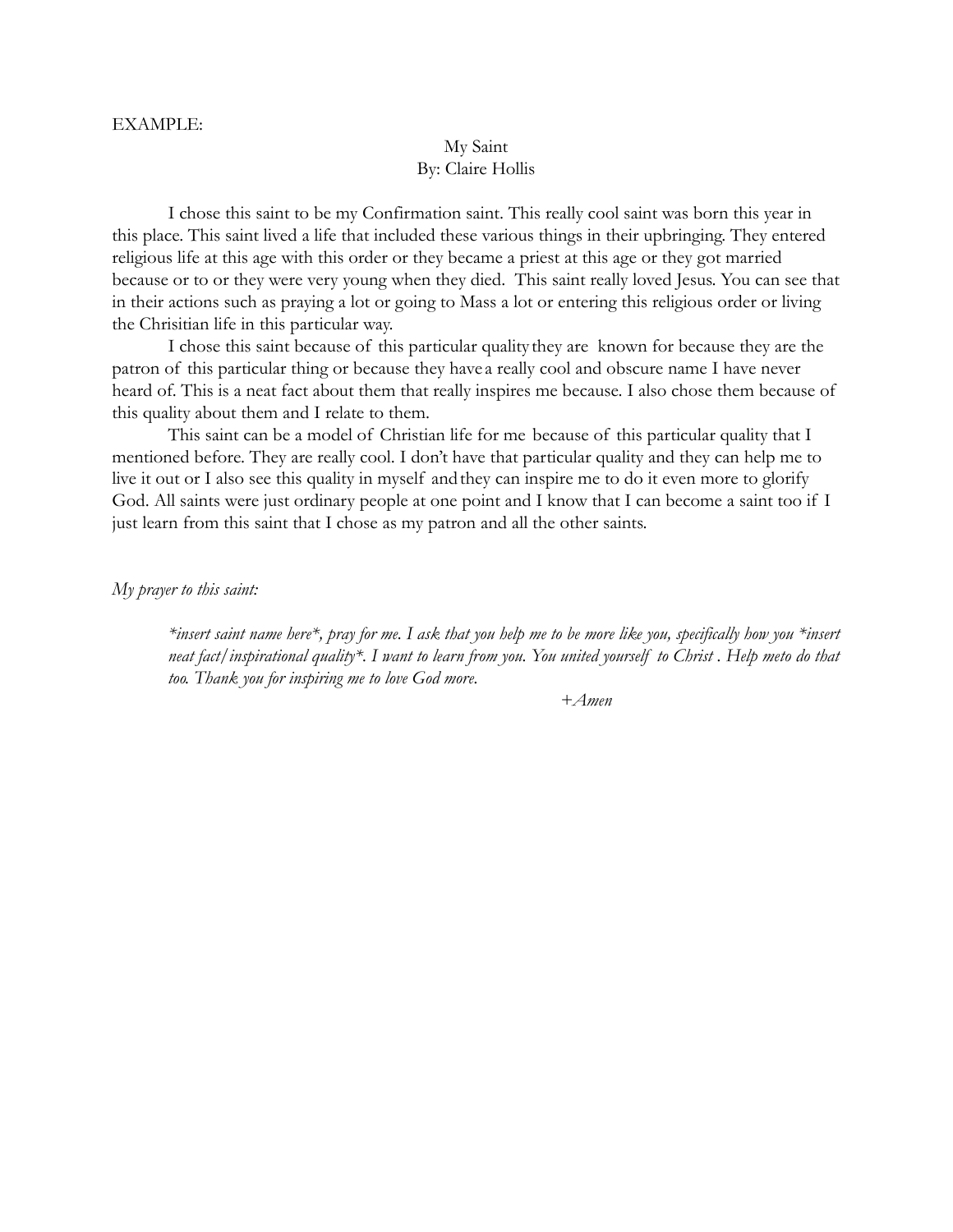EXAMPLE:

My Saint
By: Claire Hollis

I chose this saint to be my Confirmation saint. This really cool saint was born this year in this place. This saint lived a life that included these various things in their upbringing. They entered religious life at this age with this order or they became a priest at this age or they got married because or to or they were very young when they died. This saint really loved Jesus. You can see that in their actions such as praying a lot or going to Mass a lot or entering this religious order or living the Chrisitian life in this particular way.

I chose this saint because of this particular quality they are known for because they are the patron of this particular thing or because they have a really cool and obscure name I have never heard of. This is a neat fact about them that really inspires me because. I also chose them because of this quality about them and I relate to them.

This saint can be a model of Christian life for me because of this particular quality that I mentioned before. They are really cool. I don't have that particular quality and they can help me to live it out or I also see this quality in myself and they can inspire me to do it even more to glorify God. All saints were just ordinary people at one point and I know that I can become a saint too if I just learn from this saint that I chose as my patron and all the other saints.

*My prayer to this saint:*

> *\*insert saint name here\*, pray for me. I ask that you help me to be more like you, specifically how you \*insert neat fact/inspirational quality\*. I want to learn from you. You united yourself to Christ . Help meto do that too. Thank you for inspiring me to love God more.*
>
> *+Amen*